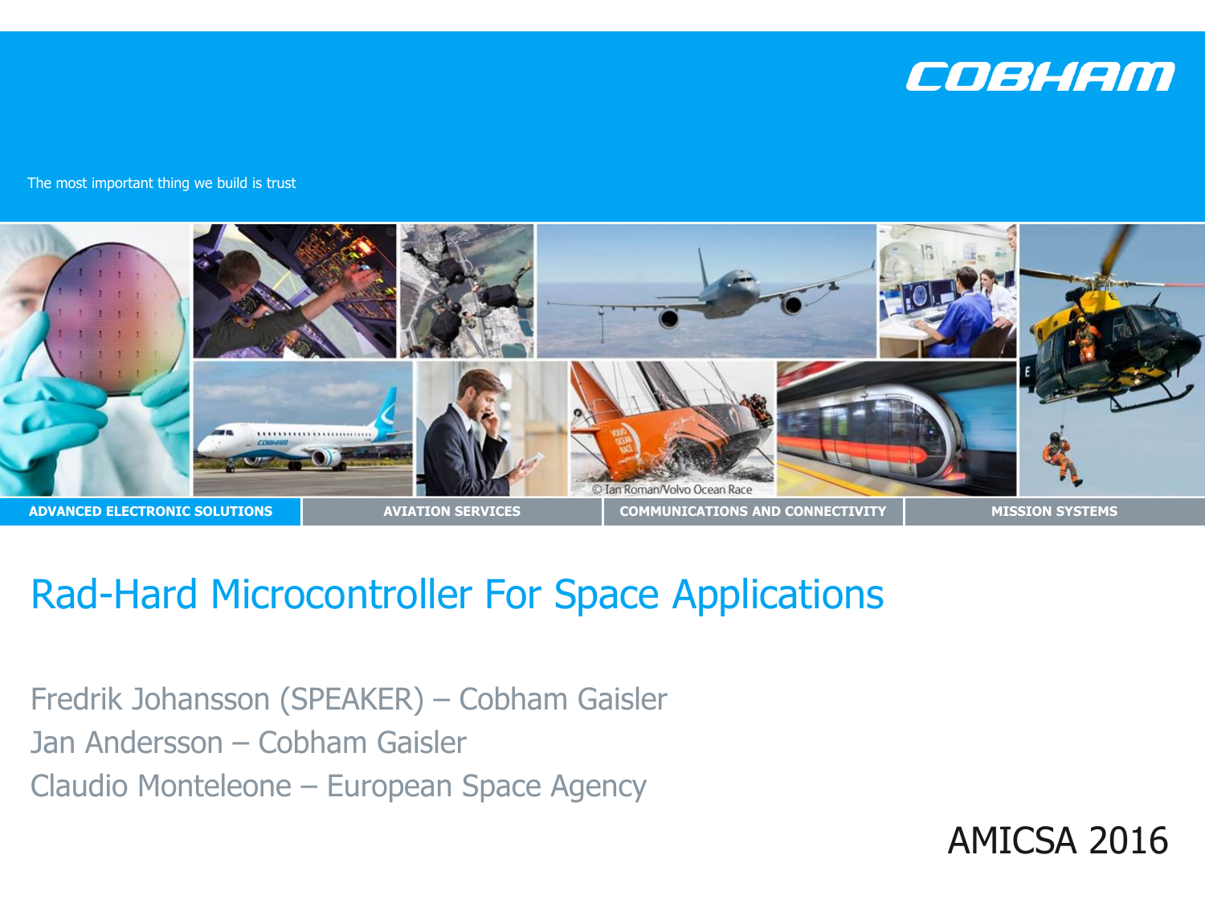COBHAM

The most important thing we build is trust

ADVANCED ELECTRONIC SOLUTIONS | AVIATION SERVICES | COMMUNICATIONS AND CONNECTIVITY | MISSION SYSTEMS

# Rad-Hard Microcontroller For Space Applications

Fredrik Johansson (SPEAKER) – Cobham Gaisler

Jan Andersson – Cobham Gaisler

Claudio Monteleone – European Space Agency

AMICSA 2016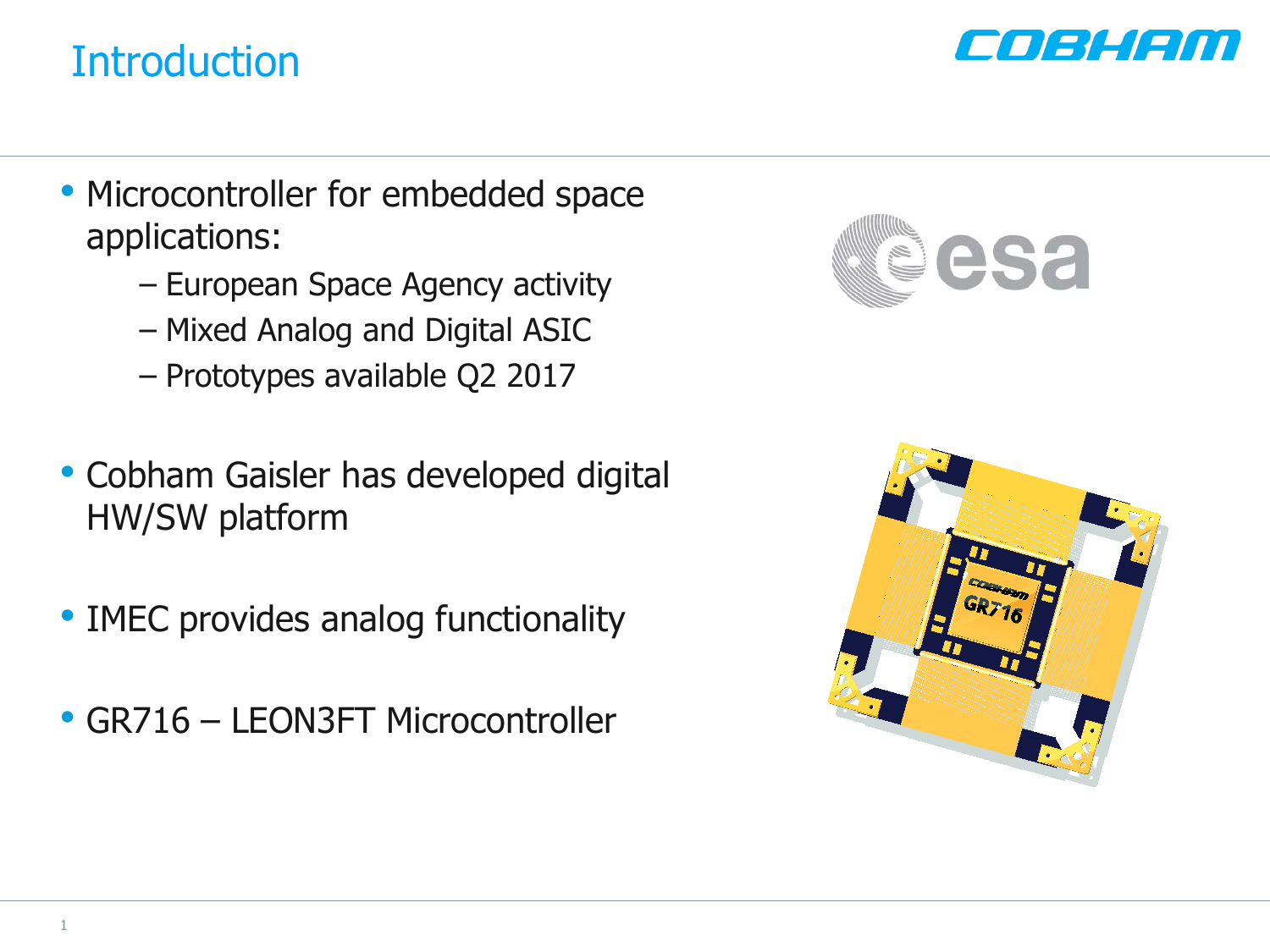# Introduction

- Microcontroller for embedded space applications:
  - European Space Agency activity
  - Mixed Analog and Digital ASIC
  - Prototypes available Q2 2017
- Cobham Gaisler has developed digital HW/SW platform
- IMEC provides analog functionality
- GR716 – LEON3FT Microcontroller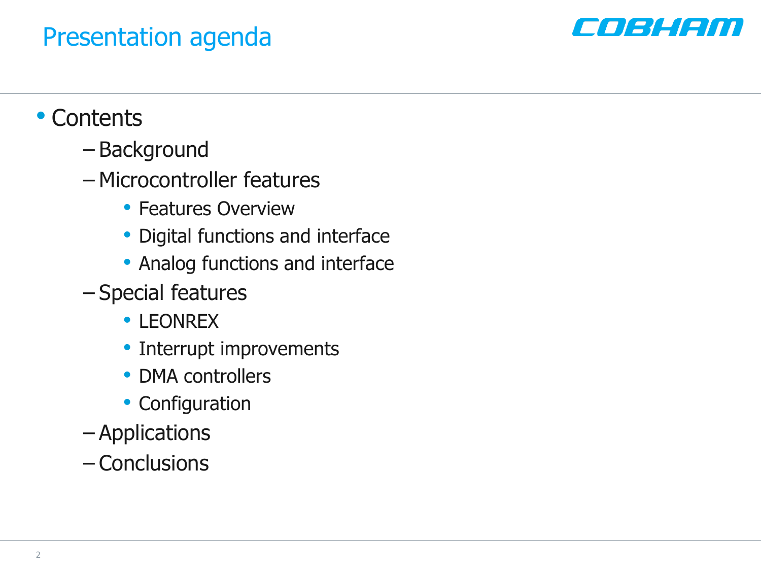# Presentation agenda

- Contents
  - Background
  - Microcontroller features
    - Features Overview
    - Digital functions and interface
    - Analog functions and interface
  - Special features
    - LEONREX
    - Interrupt improvements
    - DMA controllers
    - Configuration
  - Applications
  - Conclusions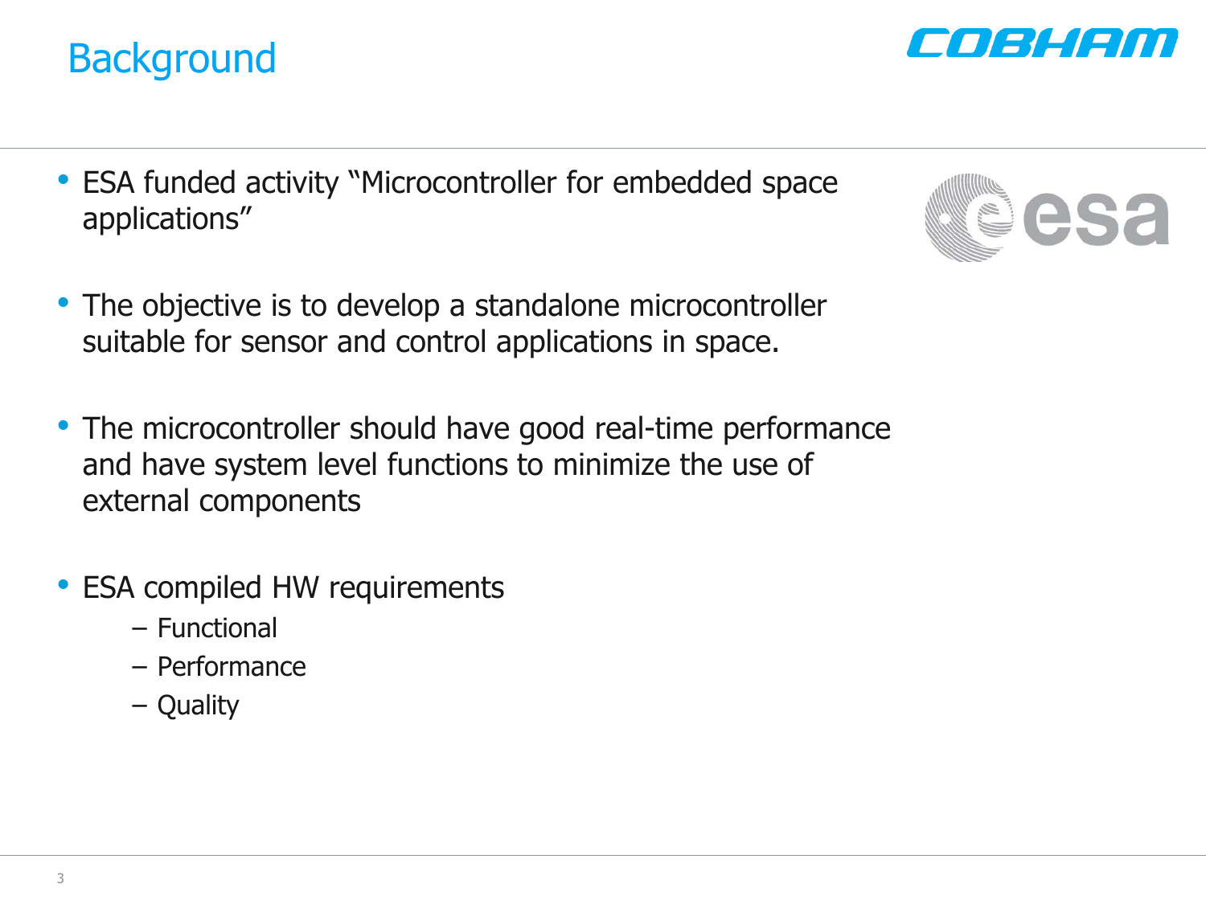# Background

- ESA funded activity "Microcontroller for embedded space applications"
- The objective is to develop a standalone microcontroller suitable for sensor and control applications in space.
- The microcontroller should have good real-time performance and have system level functions to minimize the use of external components
- ESA compiled HW requirements
  - Functional
  - Performance
  - Quality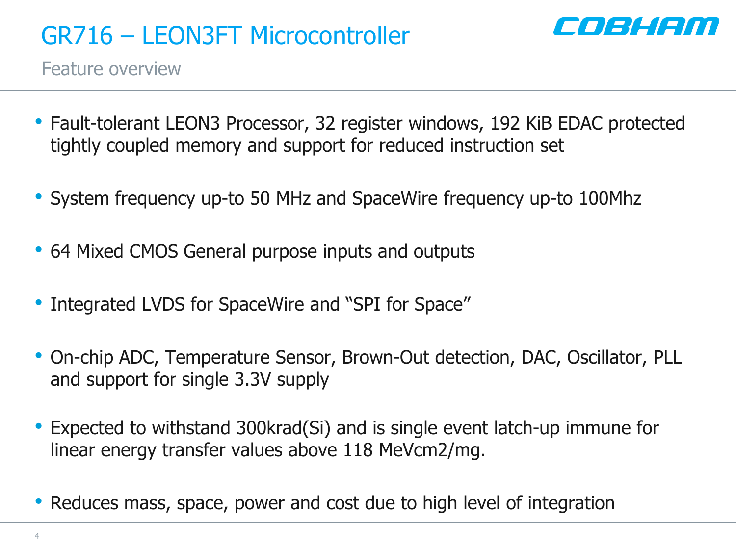# GR716 – LEON3FT Microcontroller

## Feature overview

- Fault-tolerant LEON3 Processor, 32 register windows, 192 KiB EDAC protected tightly coupled memory and support for reduced instruction set
- System frequency up-to 50 MHz and SpaceWire frequency up-to 100Mhz
- 64 Mixed CMOS General purpose inputs and outputs
- Integrated LVDS for SpaceWire and "SPI for Space"
- On-chip ADC, Temperature Sensor, Brown-Out detection, DAC, Oscillator, PLL and support for single 3.3V supply
- Expected to withstand 300krad(Si) and is single event latch-up immune for linear energy transfer values above 118 MeVcm2/mg.
- Reduces mass, space, power and cost due to high level of integration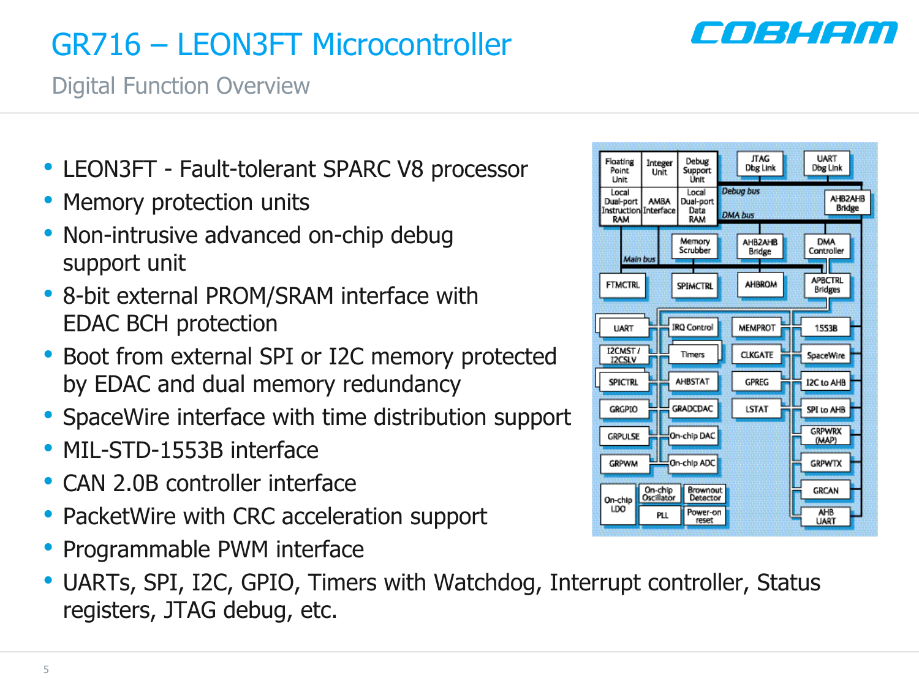# GR716 – LEON3FT Microcontroller

## Digital Function Overview

- LEON3FT - Fault-tolerant SPARC V8 processor
- Memory protection units
- Non-intrusive advanced on-chip debug support unit
- 8-bit external PROM/SRAM interface with EDAC BCH protection
- Boot from external SPI or I2C memory protected by EDAC and dual memory redundancy
- SpaceWire interface with time distribution support
- MIL-STD-1553B interface
- CAN 2.0B controller interface
- PacketWire with CRC acceleration support
- Programmable PWM interface
- UARTs, SPI, I2C, GPIO, Timers with Watchdog, Interrupt controller, Status registers, JTAG debug, etc.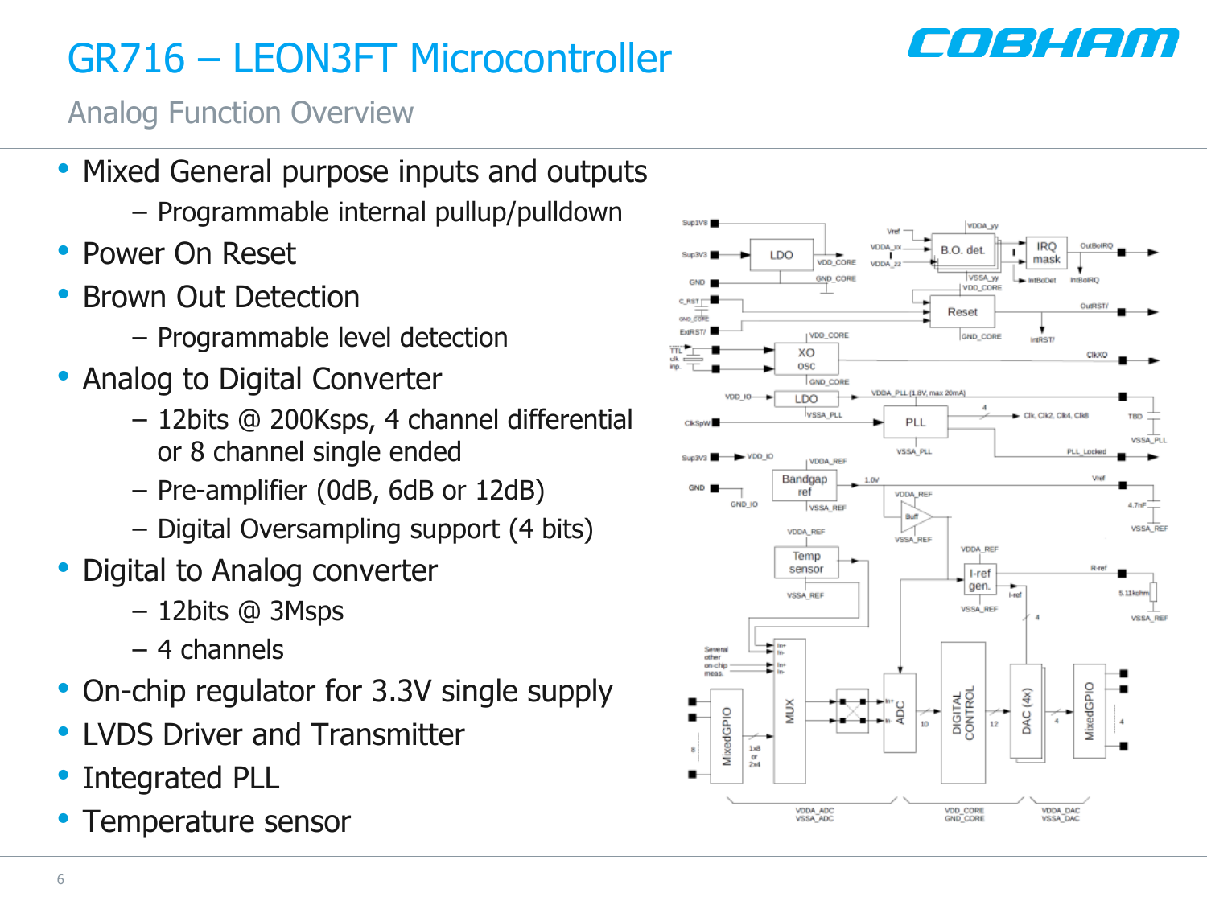# GR716 – LEON3FT Microcontroller

## Analog Function Overview

- Mixed General purpose inputs and outputs
  - Programmable internal pullup/pulldown
- Power On Reset
- Brown Out Detection
  - Programmable level detection
- Analog to Digital Converter
  - 12bits @ 200Ksps, 4 channel differential or 8 channel single ended
  - Pre-amplifier (0dB, 6dB or 12dB)
  - Digital Oversampling support (4 bits)
- Digital to Analog converter
  - 12bits @ 3Msps
  - 4 channels
- On-chip regulator for 3.3V single supply
- LVDS Driver and Transmitter
- Integrated PLL
- Temperature sensor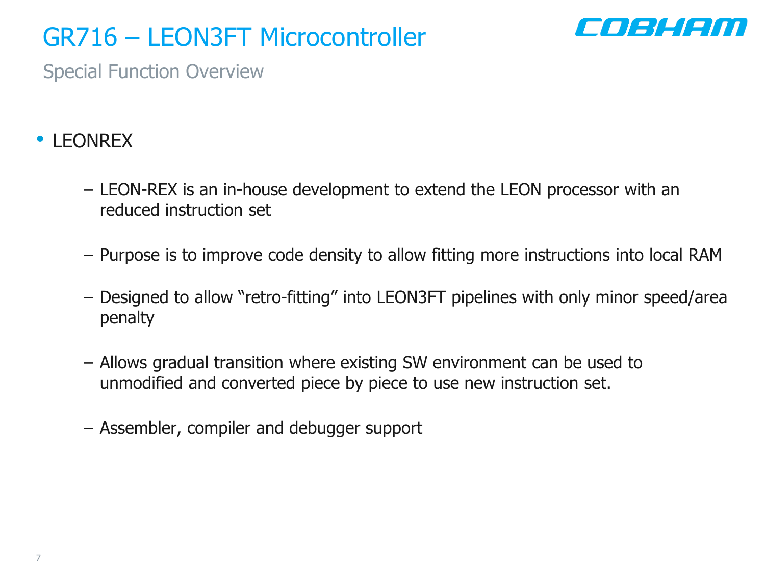# GR716 – LEON3FT Microcontroller

## Special Function Overview

- LEONREX
  - LEON-REX is an in-house development to extend the LEON processor with an reduced instruction set
  - Purpose is to improve code density to allow fitting more instructions into local RAM
  - Designed to allow "retro-fitting" into LEON3FT pipelines with only minor speed/area penalty
  - Allows gradual transition where existing SW environment can be used to unmodified and converted piece by piece to use new instruction set.
  - Assembler, compiler and debugger support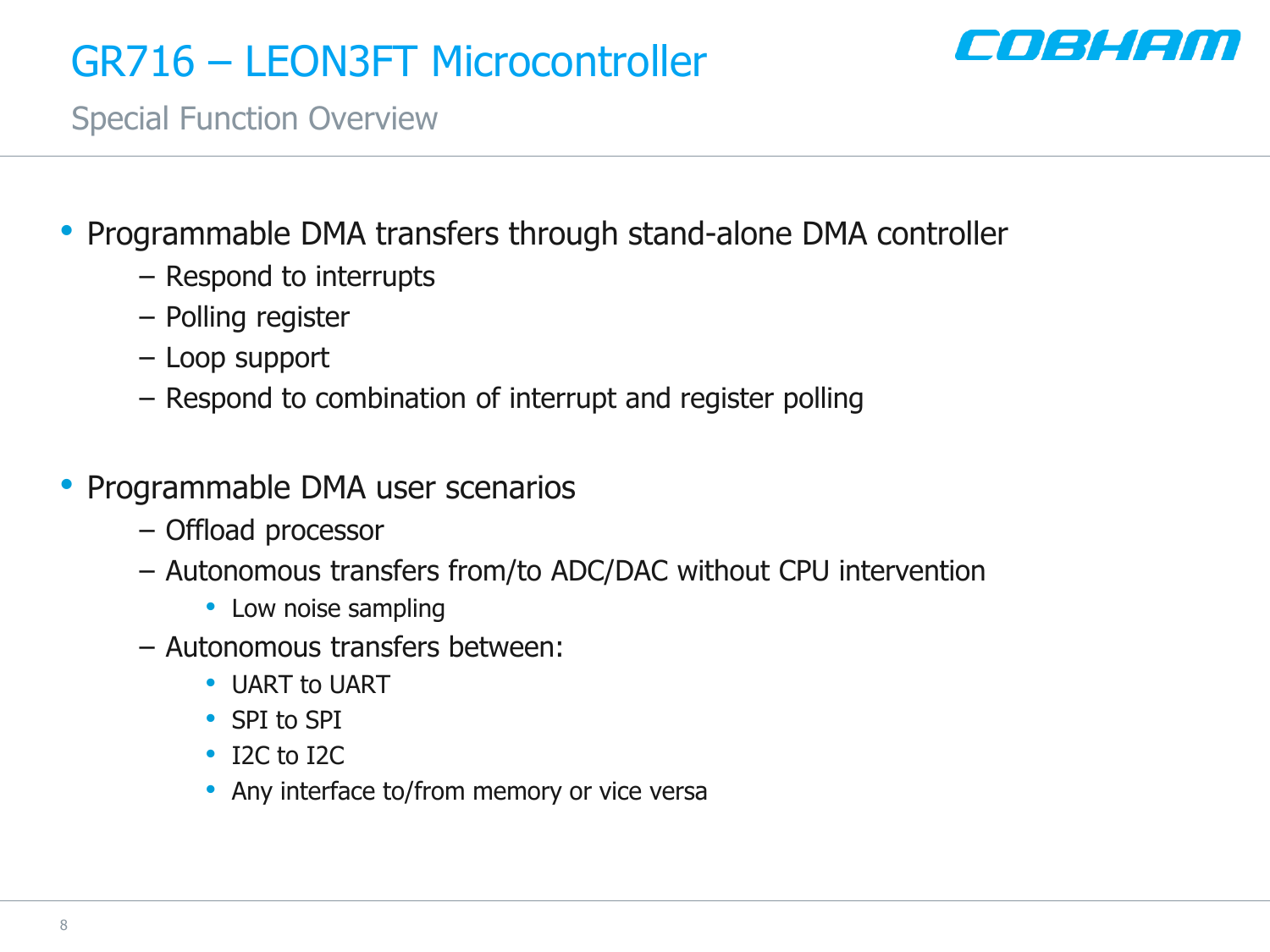# GR716 – LEON3FT Microcontroller

## Special Function Overview

- Programmable DMA transfers through stand-alone DMA controller
  - Respond to interrupts
  - Polling register
  - Loop support
  - Respond to combination of interrupt and register polling

- Programmable DMA user scenarios
  - Offload processor
  - Autonomous transfers from/to ADC/DAC without CPU intervention
    - Low noise sampling
  - Autonomous transfers between:
    - UART to UART
    - SPI to SPI
    - I2C to I2C
    - Any interface to/from memory or vice versa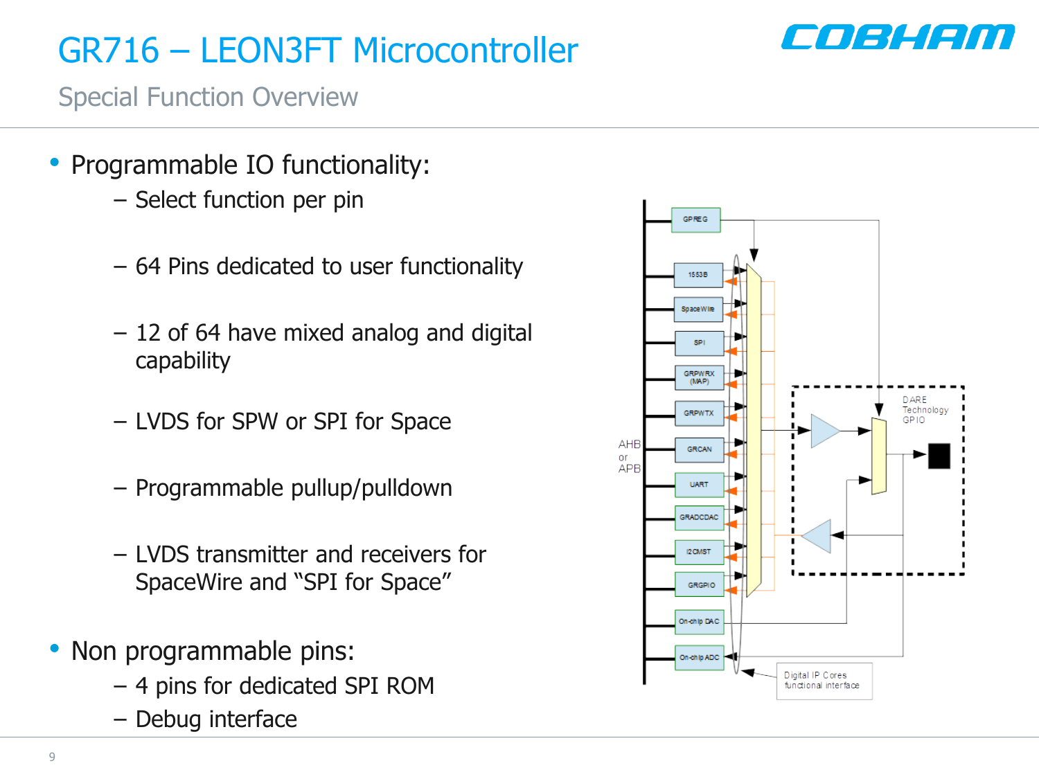# GR716 – LEON3FT Microcontroller

## Special Function Overview

- Programmable IO functionality:
  - Select function per pin
  - 64 Pins dedicated to user functionality
  - 12 of 64 have mixed analog and digital capability
  - LVDS for SPW or SPI for Space
  - Programmable pullup/pulldown
  - LVDS transmitter and receivers for SpaceWire and "SPI for Space"
- Non programmable pins:
  - 4 pins for dedicated SPI ROM
  - Debug interface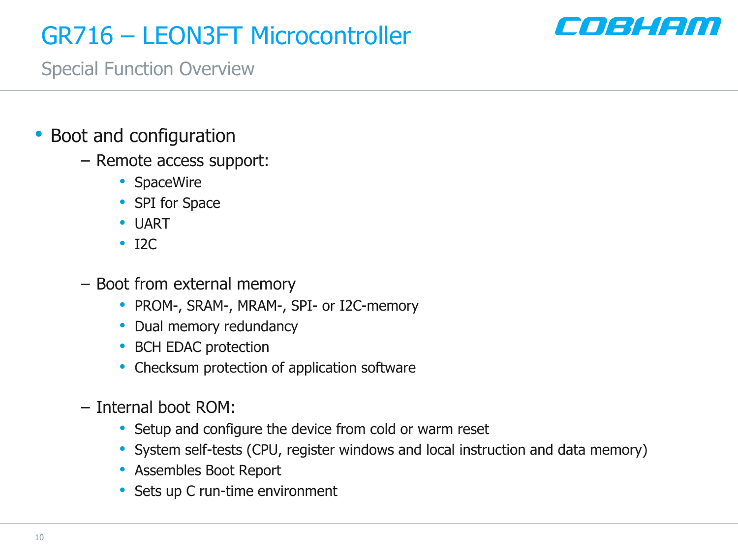# GR716 – LEON3FT Microcontroller

## Special Function Overview

- Boot and configuration
  - Remote access support:
    - SpaceWire
    - SPI for Space
    - UART
    - I2C
  - Boot from external memory
    - PROM-, SRAM-, MRAM-, SPI- or I2C-memory
    - Dual memory redundancy
    - BCH EDAC protection
    - Checksum protection of application software
  - Internal boot ROM:
    - Setup and configure the device from cold or warm reset
    - System self-tests (CPU, register windows and local instruction and data memory)
    - Assembles Boot Report
    - Sets up C run-time environment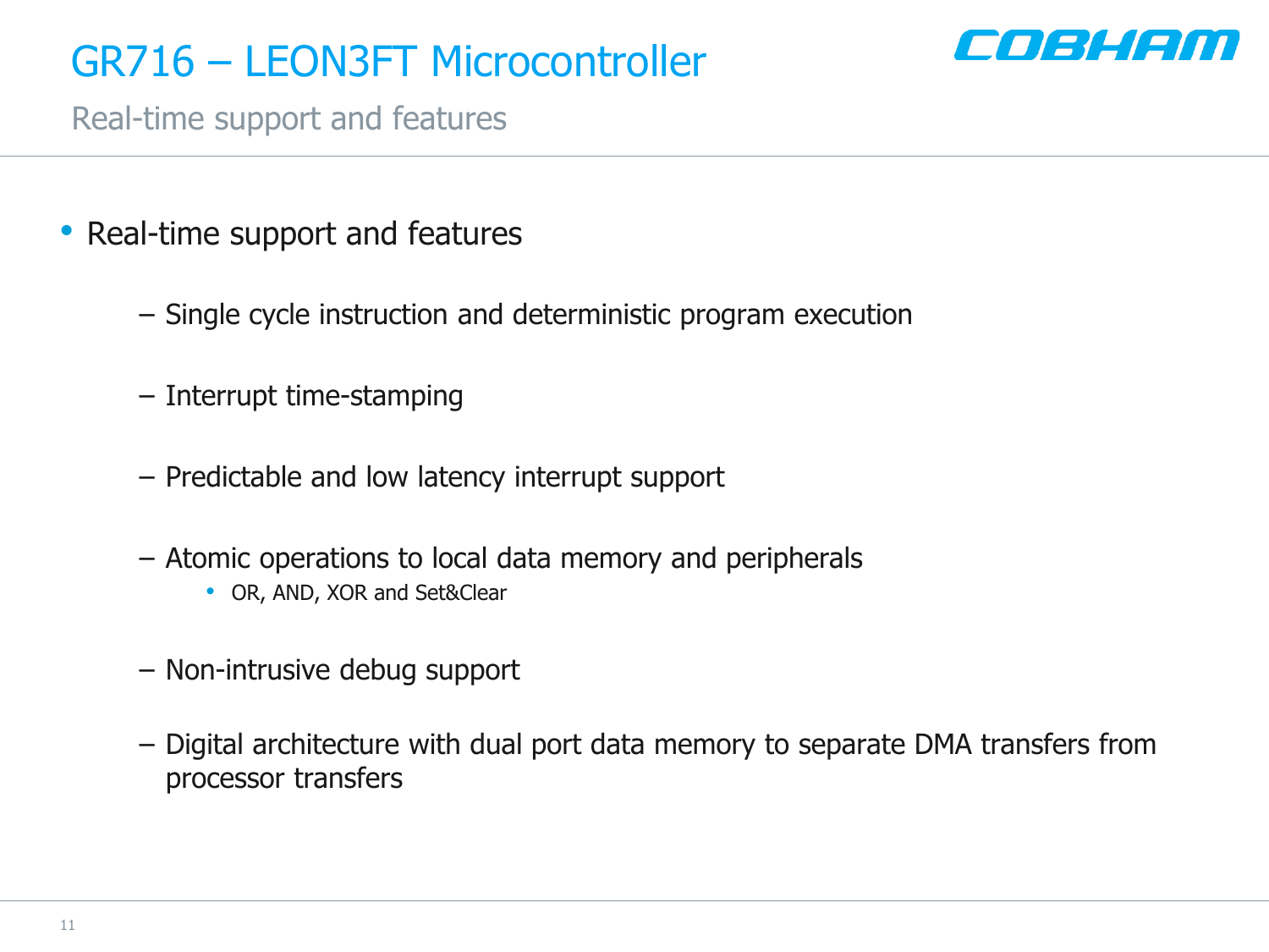# GR716 – LEON3FT Microcontroller

## Real-time support and features

- Real-time support and features
  - Single cycle instruction and deterministic program execution
  - Interrupt time-stamping
  - Predictable and low latency interrupt support
  - Atomic operations to local data memory and peripherals
    - OR, AND, XOR and Set&Clear
  - Non-intrusive debug support
  - Digital architecture with dual port data memory to separate DMA transfers from processor transfers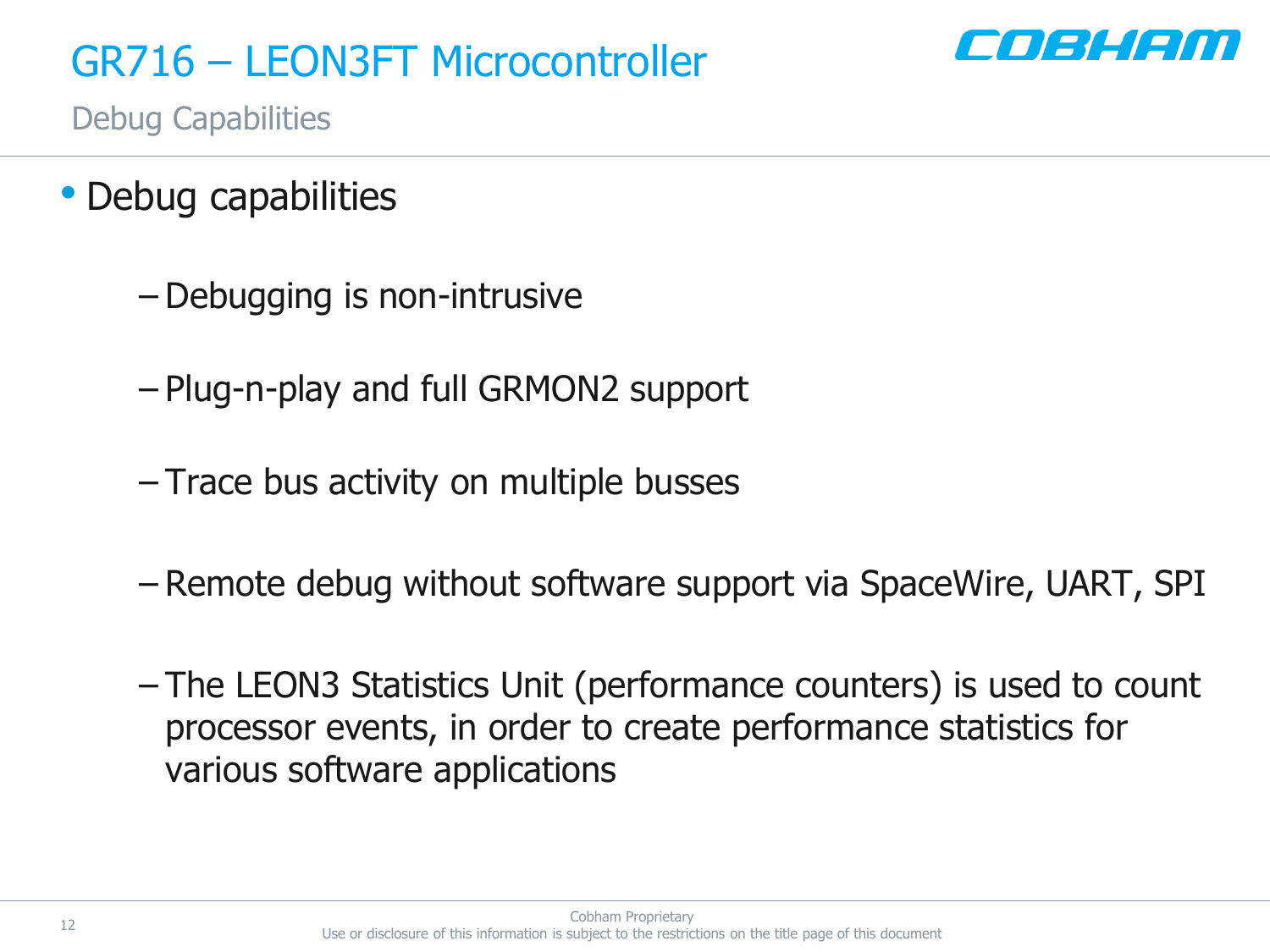# GR716 – LEON3FT Microcontroller

## Debug Capabilities

- Debug capabilities
  - Debugging is non-intrusive
  - Plug-n-play and full GRMON2 support
  - Trace bus activity on multiple busses
  - Remote debug without software support via SpaceWire, UART, SPI
  - The LEON3 Statistics Unit (performance counters) is used to count processor events, in order to create performance statistics for various software applications

Cobham Proprietary
Use or disclosure of this information is subject to the restrictions on the title page of this document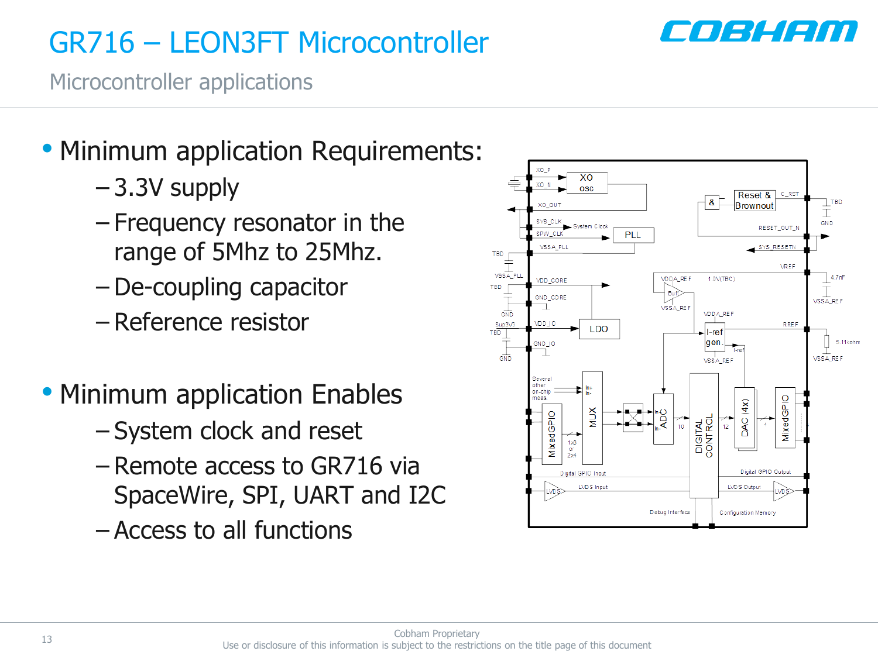# GR716 – LEON3FT Microcontroller

## Microcontroller applications

- Minimum application Requirements:
  - 3.3V supply
  - Frequency resonator in the range of 5Mhz to 25Mhz.
  - De-coupling capacitor
  - Reference resistor

- Minimum application Enables
  - System clock and reset
  - Remote access to GR716 via SpaceWire, SPI, UART and I2C
  - Access to all functions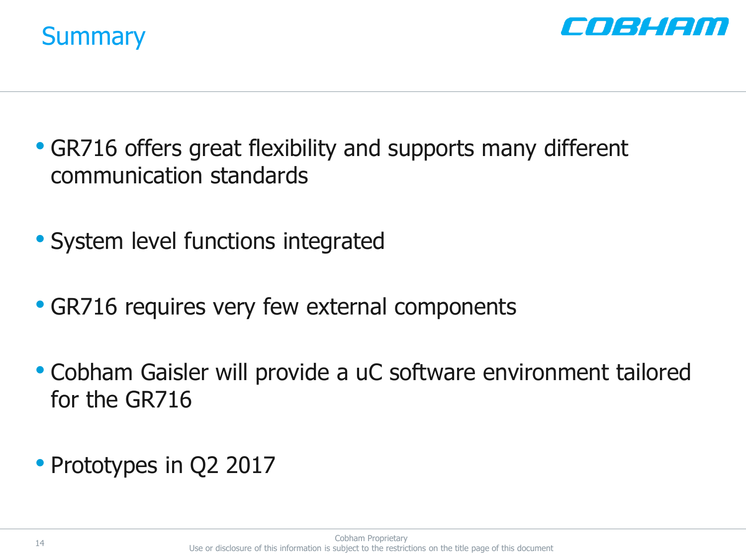# Summary

- GR716 offers great flexibility and supports many different communication standards
- System level functions integrated
- GR716 requires very few external components
- Cobham Gaisler will provide a uC software environment tailored for the GR716
- Prototypes in Q2 2017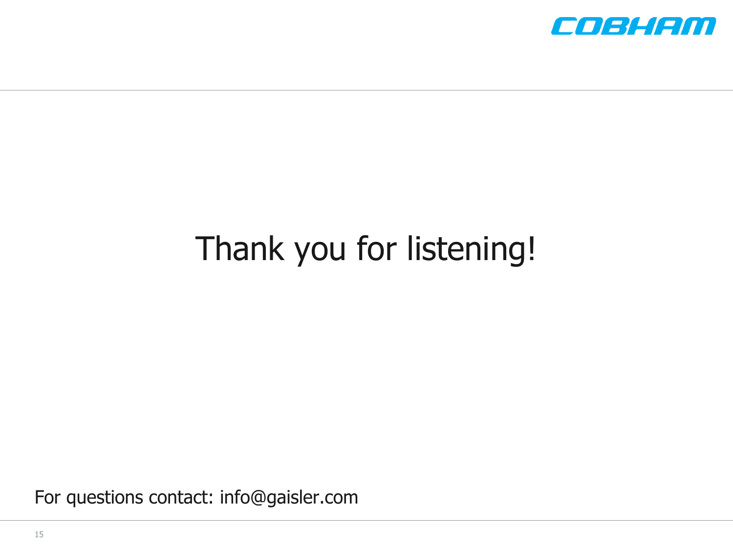# Thank you for listening!

For questions contact: info@gaisler.com